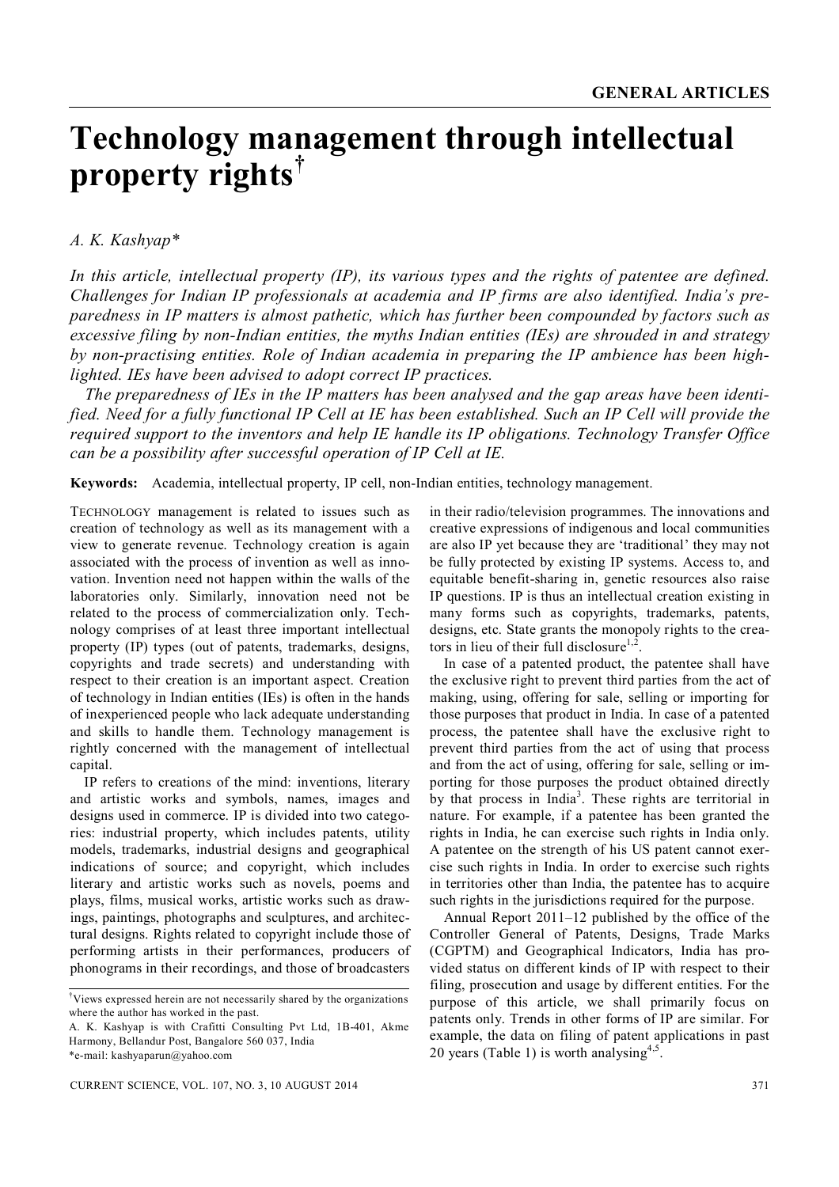# Technology management through intellectual property rights†

*A. K. Kashyap\**

*In this article, intellectual property (IP), its various types and the rights of patentee are defined. Challenges for Indian IP professionals at academia and IP firms are also identified. India's preparedness in IP matters is almost pathetic, which has further been compounded by factors such as excessive filing by non-Indian entities, the myths Indian entities (IEs) are shrouded in and strategy by non-practising entities. Role of Indian academia in preparing the IP ambience has been highlighted. IEs have been advised to adopt correct IP practices.*

*The preparedness of IEs in the IP matters has been analysed and the gap areas have been identified. Need for a fully functional IP Cell at IE has been established. Such an IP Cell will provide the required support to the inventors and help IE handle its IP obligations. Technology Transfer Office can be a possibility after successful operation of IP Cell at IE.*

**Keywords:** Academia, intellectual property, IP cell, non-Indian entities, technology management.

TECHNOLOGY management is related to issues such as creation of technology as well as its management with a view to generate revenue. Technology creation is again associated with the process of invention as well as innovation. Invention need not happen within the walls of the laboratories only. Similarly, innovation need not be related to the process of commercialization only. Technology comprises of at least three important intellectual property (IP) types (out of patents, trademarks, designs, copyrights and trade secrets) and understanding with respect to their creation is an important aspect. Creation of technology in Indian entities (IEs) is often in the hands of inexperienced people who lack adequate understanding and skills to handle them. Technology management is rightly concerned with the management of intellectual capital.

IP refers to creations of the mind: inventions, literary and artistic works and symbols, names, images and designs used in commerce. IP is divided into two categories: industrial property, which includes patents, utility models, trademarks, industrial designs and geographical indications of source; and copyright, which includes literary and artistic works such as novels, poems and plays, films, musical works, artistic works such as drawings, paintings, photographs and sculptures, and architectural designs. Rights related to copyright include those of performing artists in their performances, producers of phonograms in their recordings, and those of broadcasters in their radio/television programmes. The innovations and creative expressions of indigenous and local communities are also IP yet because they are 'traditional' they may not be fully protected by existing IP systems. Access to, and equitable benefit-sharing in, genetic resources also raise IP questions. IP is thus an intellectual creation existing in many forms such as copyrights, trademarks, patents, designs, etc. State grants the monopoly rights to the creators in lieu of their full disclosure[1,2].

In case of a patented product, the patentee shall have the exclusive right to prevent third parties from the act of making, using, offering for sale, selling or importing for those purposes that product in India. In case of a patented process, the patentee shall have the exclusive right to prevent third parties from the act of using that process and from the act of using, offering for sale, selling or importing for those purposes the product obtained directly by that process in India[3]. These rights are territorial in nature. For example, if a patentee has been granted the rights in India, he can exercise such rights in India only. A patentee on the strength of his US patent cannot exercise such rights in India. In order to exercise such rights in territories other than India, the patentee has to acquire such rights in the jurisdictions required for the purpose.

Annual Report 2011–12 published by the office of the Controller General of Patents, Designs, Trade Marks (CGPTM) and Geographical Indicators, India has provided status on different kinds of IP with respect to their filing, prosecution and usage by different entities. For the purpose of this article, we shall primarily focus on patents only. Trends in other forms of IP are similar. For example, the data on filing of patent applications in past 20 years (Table 1) is worth analysing[4,5].

---

†Views expressed herein are not necessarily shared by the organizations where the author has worked in the past.

A. K. Kashyap is with Craftitti Consulting Pvt Ltd, 1B-401, Akme Harmony, Bellandur Post, Bangalore 560 037, India

\*e-mail: kashyaparun@yahoo.com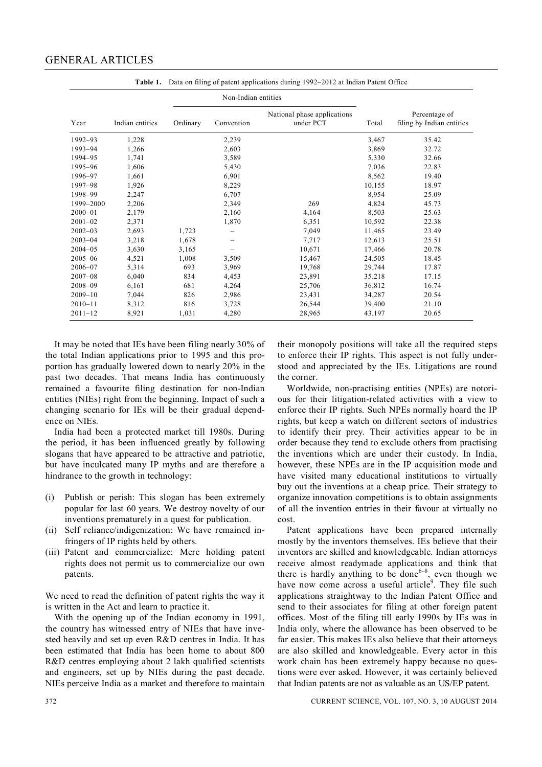GENERAL ARTICLES

**Table 1.** Data on filing of patent applications during 1992–2012 at Indian Patent Office

| | | Non-Indian entities | | | | |
|---|---|---|---|---|---|---|
| Year | Indian entities | Ordinary | Convention | National phase applications under PCT | Total | Percentage of filing by Indian entities |
| 1992–93 | 1,228 | | 2,239 | | 3,467 | 35.42 |
| 1993–94 | 1,266 | | 2,603 | | 3,869 | 32.72 |
| 1994–95 | 1,741 | | 3,589 | | 5,330 | 32.66 |
| 1995–96 | 1,606 | | 5,430 | | 7,036 | 22.83 |
| 1996–97 | 1,661 | | 6,901 | | 8,562 | 19.40 |
| 1997–98 | 1,926 | | 8,229 | | 10,155 | 18.97 |
| 1998–99 | 2,247 | | 6,707 | | 8,954 | 25.09 |
| 1999–2000 | 2,206 | | 2,349 | 269 | 4,824 | 45.73 |
| 2000–01 | 2,179 | | 2,160 | 4,164 | 8,503 | 25.63 |
| 2001–02 | 2,371 | | 1,870 | 6,351 | 10,592 | 22.38 |
| 2002–03 | 2,693 | 1,723 | – | 7,049 | 11,465 | 23.49 |
| 2003–04 | 3,218 | 1,678 | – | 7,717 | 12,613 | 25.51 |
| 2004–05 | 3,630 | 3,165 | – | 10,671 | 17,466 | 20.78 |
| 2005–06 | 4,521 | 1,008 | 3,509 | 15,467 | 24,505 | 18.45 |
| 2006–07 | 5,314 | 693 | 3,969 | 19,768 | 29,744 | 17.87 |
| 2007–08 | 6,040 | 834 | 4,453 | 23,891 | 35,218 | 17.15 |
| 2008–09 | 6,161 | 681 | 4,264 | 25,706 | 36,812 | 16.74 |
| 2009–10 | 7,044 | 826 | 2,986 | 23,431 | 34,287 | 20.54 |
| 2010–11 | 8,312 | 816 | 3,728 | 26,544 | 39,400 | 21.10 |
| 2011–12 | 8,921 | 1,031 | 4,280 | 28,965 | 43,197 | 20.65 |

It may be noted that IEs have been filing nearly 30% of the total Indian applications prior to 1995 and this proportion has gradually lowered down to nearly 20% in the past two decades. That means India has continuously remained a favourite filing destination for non-Indian entities (NIEs) right from the beginning. Impact of such a changing scenario for IEs will be their gradual dependence on NIEs.

India had been a protected market till 1980s. During the period, it has been influenced greatly by following slogans that have appeared to be attractive and patriotic, but have inculcated many IP myths and are therefore a hindrance to the growth in technology:

(i) Publish or perish: This slogan has been extremely popular for last 60 years. We destroy novelty of our inventions prematurely in a quest for publication.
(ii) Self reliance/indigenization: We have remained infringers of IP rights held by others.
(iii) Patent and commercialize: Mere holding patent rights does not permit us to commercialize our own patents.

We need to read the definition of patent rights the way it is written in the Act and learn to practice it.

With the opening up of the Indian economy in 1991, the country has witnessed entry of NIEs that have invested heavily and set up even R&D centres in India. It has been estimated that India has been home to about 800 R&D centres employing about 2 lakh qualified scientists and engineers, set up by NIEs during the past decade. NIEs perceive India as a market and therefore to maintain their monopoly positions will take all the required steps to enforce their IP rights. This aspect is not fully understood and appreciated by the IEs. Litigations are round the corner.

Worldwide, non-practising entities (NPEs) are notorious for their litigation-related activities with a view to enforce their IP rights. Such NPEs normally hoard the IP rights, but keep a watch on different sectors of industries to identify their prey. Their activities appear to be in order because they tend to exclude others from practising the inventions which are under their custody. In India, however, these NPEs are in the IP acquisition mode and have visited many educational institutions to virtually buy out the inventions at a cheap price. Their strategy to organize innovation competitions is to obtain assignments of all the invention entries in their favour at virtually no cost.

Patent applications have been prepared internally mostly by the inventors themselves. IEs believe that their inventors are skilled and knowledgeable. Indian attorneys receive almost readymade applications and think that there is hardly anything to be done[6–8], even though we have now come across a useful article[9]. They file such applications straightway to the Indian Patent Office and send to their associates for filing at other foreign patent offices. Most of the filing till early 1990s by IEs was in India only, where the allowance has been observed to be far easier. This makes IEs also believe that their attorneys are also skilled and knowledgeable. Every actor in this work chain has been extremely happy because no questions were ever asked. However, it was certainly believed that Indian patents are not as valuable as an US/EP patent.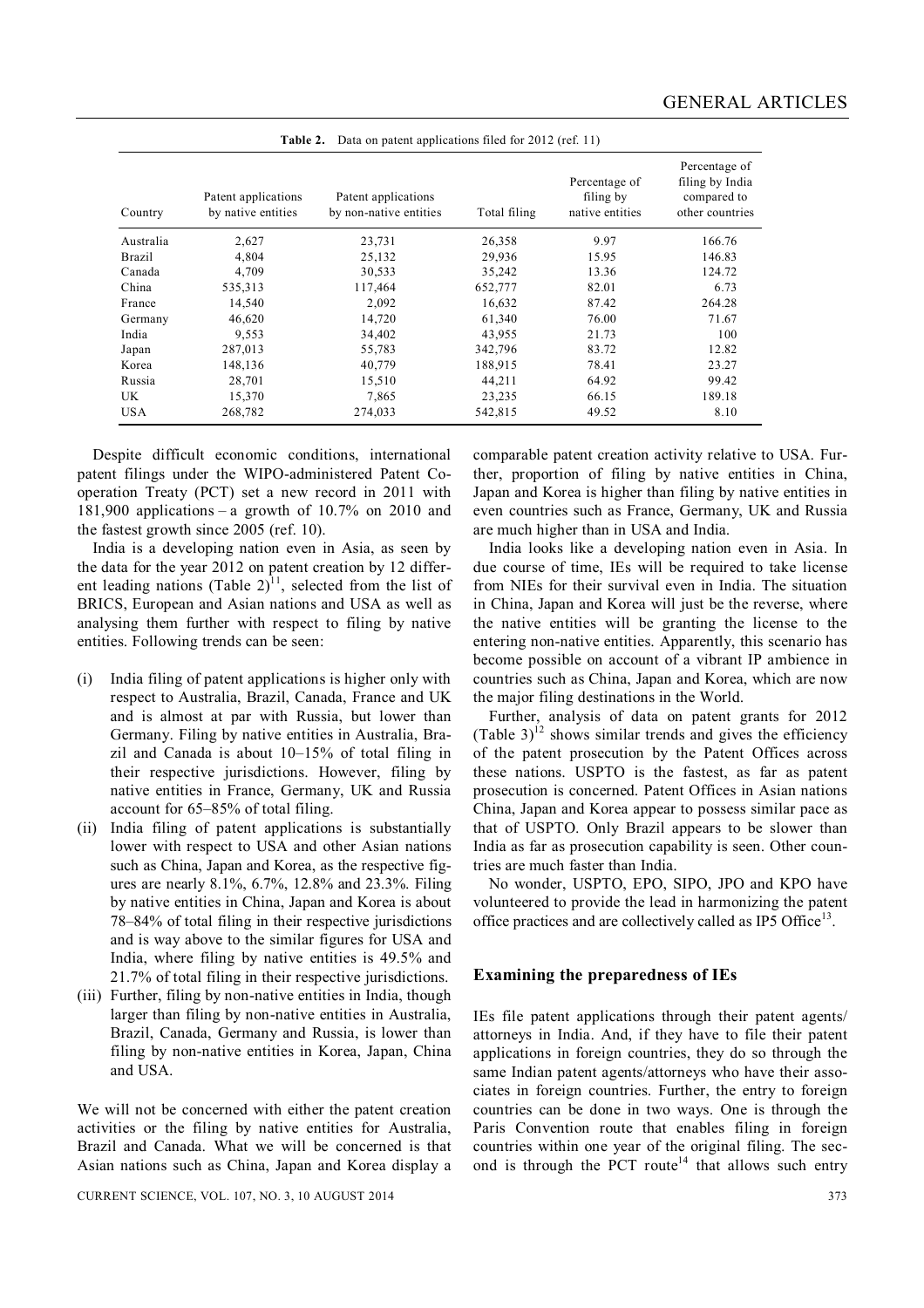**Table 2.** Data on patent applications filed for 2012 (ref. 11)

| Country | Patent applications by native entities | Patent applications by non-native entities | Total filing | Percentage of filing by native entities | Percentage of filing by India compared to other countries |
|---|---|---|---|---|---|
| Australia | 2,627 | 23,731 | 26,358 | 9.97 | 166.76 |
| Brazil | 4,804 | 25,132 | 29,936 | 15.95 | 146.83 |
| Canada | 4,709 | 30,533 | 35,242 | 13.36 | 124.72 |
| China | 535,313 | 117,464 | 652,777 | 82.01 | 6.73 |
| France | 14,540 | 2,092 | 16,632 | 87.42 | 264.28 |
| Germany | 46,620 | 14,720 | 61,340 | 76.00 | 71.67 |
| India | 9,553 | 34,402 | 43,955 | 21.73 | 100 |
| Japan | 287,013 | 55,783 | 342,796 | 83.72 | 12.82 |
| Korea | 148,136 | 40,779 | 188,915 | 78.41 | 23.27 |
| Russia | 28,701 | 15,510 | 44,211 | 64.92 | 99.42 |
| UK | 15,370 | 7,865 | 23,235 | 66.15 | 189.18 |
| USA | 268,782 | 274,033 | 542,815 | 49.52 | 8.10 |

Despite difficult economic conditions, international patent filings under the WIPO-administered Patent Cooperation Treaty (PCT) set a new record in 2011 with 181,900 applications – a growth of 10.7% on 2010 and the fastest growth since 2005 (ref. 10).

India is a developing nation even in Asia, as seen by the data for the year 2012 on patent creation by 12 different leading nations (Table 2)[11], selected from the list of BRICS, European and Asian nations and USA as well as analysing them further with respect to filing by native entities. Following trends can be seen:

- (i) India filing of patent applications is higher only with respect to Australia, Brazil, Canada, France and UK and is almost at par with Russia, but lower than Germany. Filing by native entities in Australia, Brazil and Canada is about 10–15% of total filing in their respective jurisdictions. However, filing by native entities in France, Germany, UK and Russia account for 65–85% of total filing.
- (ii) India filing of patent applications is substantially lower with respect to USA and other Asian nations such as China, Japan and Korea, as the respective figures are nearly 8.1%, 6.7%, 12.8% and 23.3%. Filing by native entities in China, Japan and Korea is about 78–84% of total filing in their respective jurisdictions and is way above to the similar figures for USA and India, where filing by native entities is 49.5% and 21.7% of total filing in their respective jurisdictions.
- (iii) Further, filing by non-native entities in India, though larger than filing by non-native entities in Australia, Brazil, Canada, Germany and Russia, is lower than filing by non-native entities in Korea, Japan, China and USA.

We will not be concerned with either the patent creation activities or the filing by native entities for Australia, Brazil and Canada. What we will be concerned is that Asian nations such as China, Japan and Korea display a comparable patent creation activity relative to USA. Further, proportion of filing by native entities in China, Japan and Korea is higher than filing by native entities in even countries such as France, Germany, UK and Russia are much higher than in USA and India.

India looks like a developing nation even in Asia. In due course of time, IEs will be required to take license from NIEs for their survival even in India. The situation in China, Japan and Korea will just be the reverse, where the native entities will be granting the license to the entering non-native entities. Apparently, this scenario has become possible on account of a vibrant IP ambience in countries such as China, Japan and Korea, which are now the major filing destinations in the World.

Further, analysis of data on patent grants for 2012 (Table 3)[12] shows similar trends and gives the efficiency of the patent prosecution by the Patent Offices across these nations. USPTO is the fastest, as far as patent prosecution is concerned. Patent Offices in Asian nations China, Japan and Korea appear to possess similar pace as that of USPTO. Only Brazil appears to be slower than India as far as prosecution capability is seen. Other countries are much faster than India.

No wonder, USPTO, EPO, SIPO, JPO and KPO have volunteered to provide the lead in harmonizing the patent office practices and are collectively called as IP5 Office[13].

## Examining the preparedness of IEs

IEs file patent applications through their patent agents/attorneys in India. And, if they have to file their patent applications in foreign countries, they do so through the same Indian patent agents/attorneys who have their associates in foreign countries. Further, the entry to foreign countries can be done in two ways. One is through the Paris Convention route that enables filing in foreign countries within one year of the original filing. The second is through the PCT route[14] that allows such entry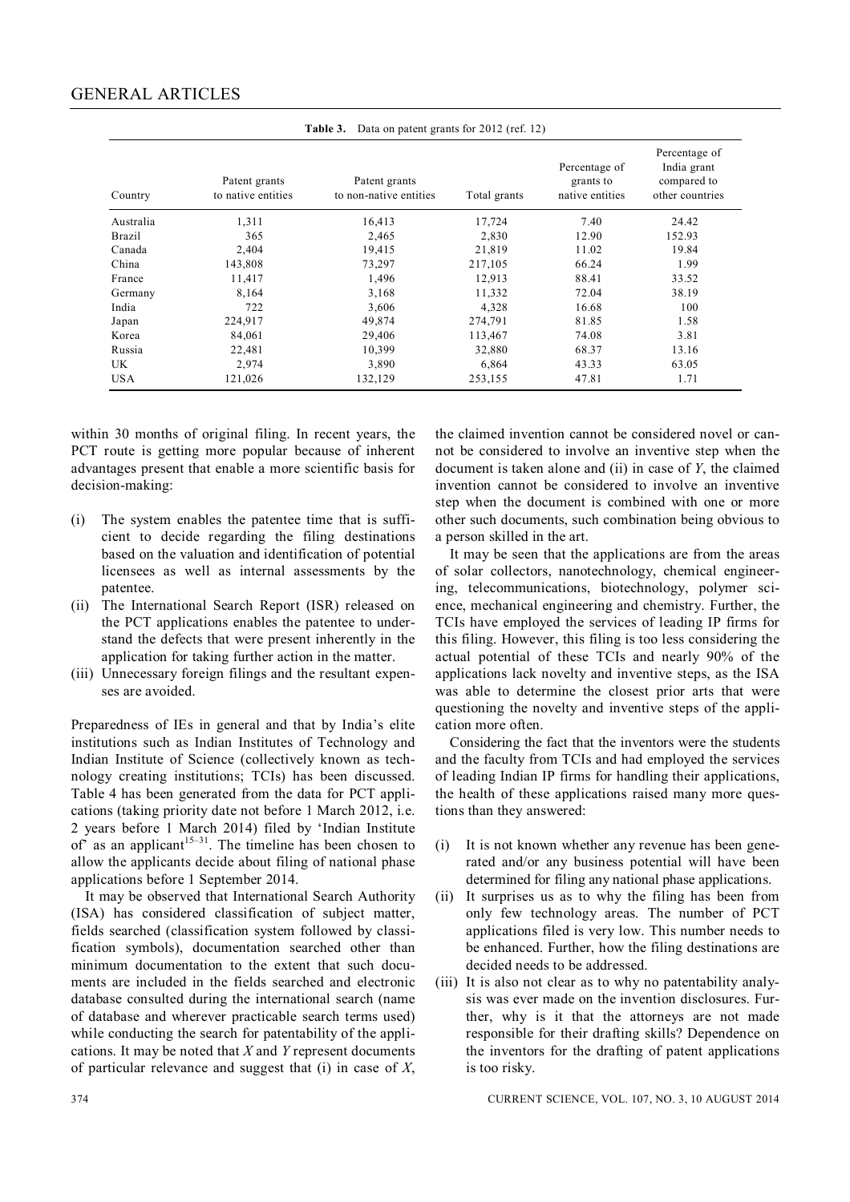**Table 3.** Data on patent grants for 2012 (ref. 12)

| Country | Patent grants to native entities | Patent grants to non-native entities | Total grants | Percentage of grants to native entities | Percentage of India grant compared to other countries |
|---|---|---|---|---|---|
| Australia | 1,311 | 16,413 | 17,724 | 7.40 | 24.42 |
| Brazil | 365 | 2,465 | 2,830 | 12.90 | 152.93 |
| Canada | 2,404 | 19,415 | 21,819 | 11.02 | 19.84 |
| China | 143,808 | 73,297 | 217,105 | 66.24 | 1.99 |
| France | 11,417 | 1,496 | 12,913 | 88.41 | 33.52 |
| Germany | 8,164 | 3,168 | 11,332 | 72.04 | 38.19 |
| India | 722 | 3,606 | 4,328 | 16.68 | 100 |
| Japan | 224,917 | 49,874 | 274,791 | 81.85 | 1.58 |
| Korea | 84,061 | 29,406 | 113,467 | 74.08 | 3.81 |
| Russia | 22,481 | 10,399 | 32,880 | 68.37 | 13.16 |
| UK | 2,974 | 3,890 | 6,864 | 43.33 | 63.05 |
| USA | 121,026 | 132,129 | 253,155 | 47.81 | 1.71 |

within 30 months of original filing. In recent years, the PCT route is getting more popular because of inherent advantages present that enable a more scientific basis for decision-making:

(i) The system enables the patentee time that is sufficient to decide regarding the filing destinations based on the valuation and identification of potential licensees as well as internal assessments by the patentee.
(ii) The International Search Report (ISR) released on the PCT applications enables the patentee to understand the defects that were present inherently in the application for taking further action in the matter.
(iii) Unnecessary foreign filings and the resultant expenses are avoided.

Preparedness of IEs in general and that by India's elite institutions such as Indian Institutes of Technology and Indian Institute of Science (collectively known as technology creating institutions; TCIs) has been discussed. Table 4 has been generated from the data for PCT applications (taking priority date not before 1 March 2012, i.e. 2 years before 1 March 2014) filed by 'Indian Institute of' as an applicant[15–31]. The timeline has been chosen to allow the applicants decide about filing of national phase applications before 1 September 2014.

It may be observed that International Search Authority (ISA) has considered classification of subject matter, fields searched (classification system followed by classification symbols), documentation searched other than minimum documentation to the extent that such documents are included in the fields searched and electronic database consulted during the international search (name of database and wherever practicable search terms used) while conducting the search for patentability of the applications. It may be noted that *X* and *Y* represent documents of particular relevance and suggest that (i) in case of *X*, the claimed invention cannot be considered novel or cannot be considered to involve an inventive step when the document is taken alone and (ii) in case of *Y*, the claimed invention cannot be considered to involve an inventive step when the document is combined with one or more other such documents, such combination being obvious to a person skilled in the art.

It may be seen that the applications are from the areas of solar collectors, nanotechnology, chemical engineering, telecommunications, biotechnology, polymer science, mechanical engineering and chemistry. Further, the TCIs have employed the services of leading IP firms for this filing. However, this filing is too less considering the actual potential of these TCIs and nearly 90% of the applications lack novelty and inventive steps, as the ISA was able to determine the closest prior arts that were questioning the novelty and inventive steps of the application more often.

Considering the fact that the inventors were the students and the faculty from TCIs and had employed the services of leading Indian IP firms for handling their applications, the health of these applications raised many more questions than they answered:

(i) It is not known whether any revenue has been generated and/or any business potential will have been determined for filing any national phase applications.
(ii) It surprises us as to why the filing has been from only few technology areas. The number of PCT applications filed is very low. This number needs to be enhanced. Further, how the filing destinations are decided needs to be addressed.
(iii) It is also not clear as to why no patentability analysis was ever made on the invention disclosures. Further, why is it that the attorneys are not made responsible for their drafting skills? Dependence on the inventors for the drafting of patent applications is too risky.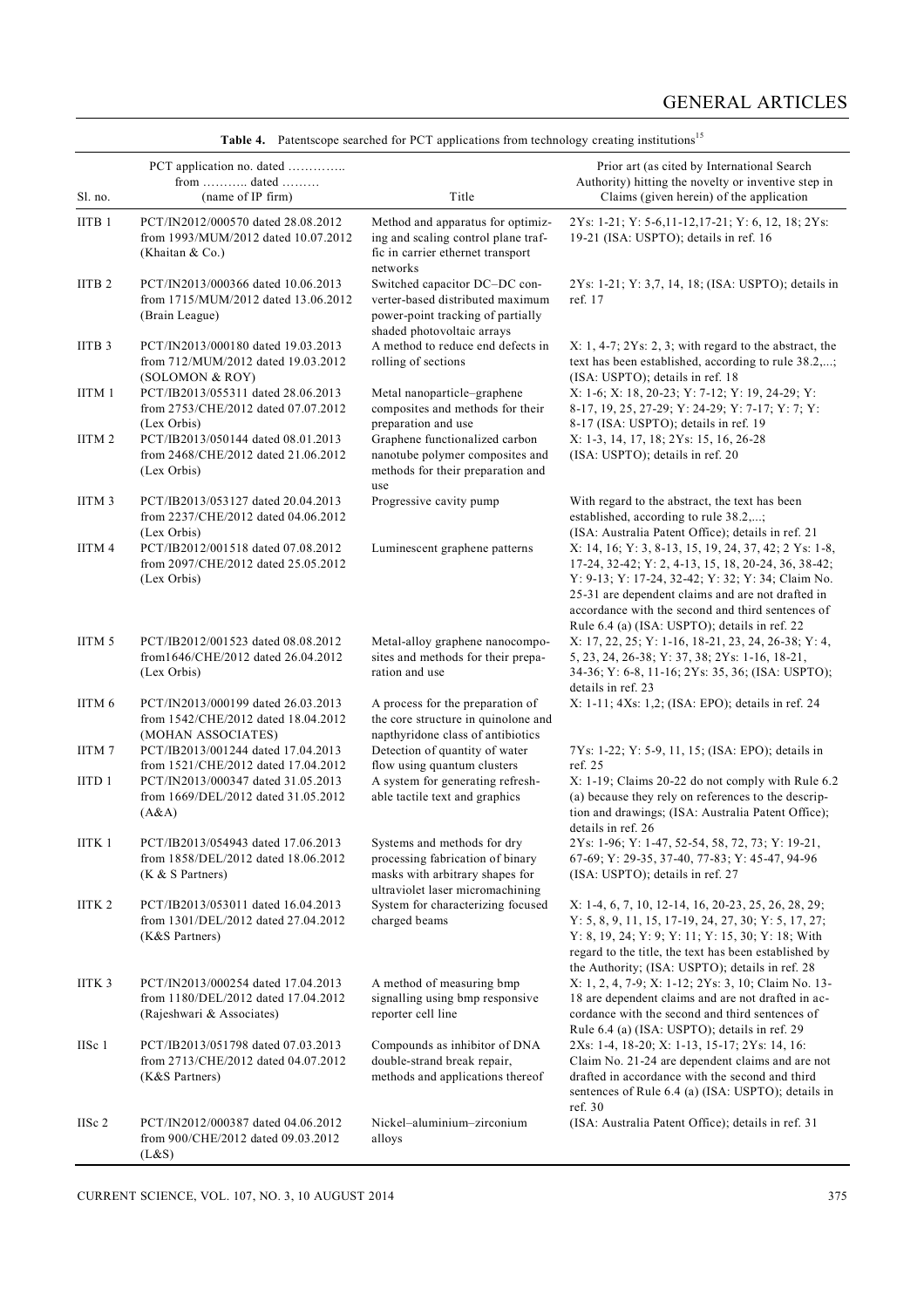**Table 4.** Patentscope searched for PCT applications from technology creating institutions[15]

| Sl. no. | PCT application no. dated ………….. from ……….. dated ……… (name of IP firm) | Title | Prior art (as cited by International Search Authority) hitting the novelty or inventive step in Claims (given herein) of the application |
|---|---|---|---|
| IITB 1 | PCT/IN2012/000570 dated 28.08.2012 from 1993/MUM/2012 dated 10.07.2012 (Khaitan & Co.) | Method and apparatus for optimizing and scaling control plane traffic in carrier ethernet transport networks | 2Ys: 1-21; Y: 5-6,11-12,17-21; Y: 6, 12, 18; 2Ys: 19-21 (ISA: USPTO); details in ref. 16 |
| IITB 2 | PCT/IN2013/000366 dated 10.06.2013 from 1715/MUM/2012 dated 13.06.2012 (Brain League) | Switched capacitor DC–DC converter-based distributed maximum power-point tracking of partially shaded photovoltaic arrays | 2Ys: 1-21; Y: 3,7, 14, 18; (ISA: USPTO); details in ref. 17 |
| IITB 3 | PCT/IN2013/000180 dated 19.03.2013 from 712/MUM/2012 dated 19.03.2012 (SOLOMON & ROY) | A method to reduce end defects in rolling of sections | X: 1, 4-7; 2Ys: 2, 3; with regard to the abstract, the text has been established, according to rule 38.2,...; (ISA: USPTO); details in ref. 18 |
| IITM 1 | PCT/IB2013/055311 dated 28.06.2013 from 2753/CHE/2012 dated 07.07.2012 (Lex Orbis) | Metal nanoparticle–graphene composites and methods for their preparation and use | X: 1-6; X: 18, 20-23; Y: 7-12; Y: 19, 24-29; Y: 8-17, 19, 25, 27-29; Y: 24-29; Y: 7-17; Y: 7; Y: 8-17 (ISA: USPTO); details in ref. 19 |
| IITM 2 | PCT/IB2013/050144 dated 08.01.2013 from 2468/CHE/2012 dated 21.06.2012 (Lex Orbis) | Graphene functionalized carbon nanotube polymer composites and methods for their preparation and use | X: 1-3, 14, 17, 18; 2Ys: 15, 16, 26-28 (ISA: USPTO); details in ref. 20 |
| IITM 3 | PCT/IB2013/053127 dated 20.04.2013 from 2237/CHE/2012 dated 04.06.2012 (Lex Orbis) | Progressive cavity pump | With regard to the abstract, the text has been established, according to rule 38.2,...; (ISA: Australia Patent Office); details in ref. 21 |
| IITM 4 | PCT/IB2012/001518 dated 07.08.2012 from 2097/CHE/2012 dated 25.05.2012 (Lex Orbis) | Luminescent graphene patterns | X: 14, 16; Y: 3, 8-13, 15, 19, 24, 37, 42; 2 Ys: 1-8, 17-24, 32-42; Y: 2, 4-13, 15, 18, 20-24, 36, 38-42; Y: 9-13; Y: 17-24, 32-42; Y: 32; Y: 34; Claim No. 25-31 are dependent claims and are not drafted in accordance with the second and third sentences of Rule 6.4 (a) (ISA: USPTO); details in ref. 22 |
| IITM 5 | PCT/IB2012/001523 dated 08.08.2012 from1646/CHE/2012 dated 26.04.2012 (Lex Orbis) | Metal-alloy graphene nanocomposites and methods for their preparation and use | X: 17, 22, 25; Y: 1-16, 18-21, 23, 24, 26-38; Y: 4, 5, 23, 24, 26-38; Y: 37, 38; 2Ys: 1-16, 18-21, 34-36; Y: 6-8, 11-16; 2Ys: 35, 36; (ISA: USPTO); details in ref. 23 |
| IITM 6 | PCT/IN2013/000199 dated 26.03.2013 from 1542/CHE/2012 dated 18.04.2012 (MOHAN ASSOCIATES) | A process for the preparation of the core structure in quinolone and napthyridone class of antibiotics | X: 1-11; 4Xs: 1,2; (ISA: EPO); details in ref. 24 |
| IITM 7 | PCT/IB2013/001244 dated 17.04.2013 from 1521/CHE/2012 dated 17.04.2012 | Detection of quantity of water flow using quantum clusters | 7Ys: 1-22; Y: 5-9, 11, 15; (ISA: EPO); details in ref. 25 |
| IITD 1 | PCT/IN2013/000347 dated 31.05.2013 from 1669/DEL/2012 dated 31.05.2012 (A&A) | A system for generating refreshable tactile text and graphics | X: 1-19; Claims 20-22 do not comply with Rule 6.2 (a) because they rely on references to the description and drawings; (ISA: Australia Patent Office); details in ref. 26 |
| IITK 1 | PCT/IB2013/054943 dated 17.06.2013 from 1858/DEL/2012 dated 18.06.2012 (K & S Partners) | Systems and methods for dry processing fabrication of binary masks with arbitrary shapes for ultraviolet laser micromachining | 2Ys: 1-96; Y: 1-47, 52-54, 58, 72, 73; Y: 19-21, 67-69; Y: 29-35, 37-40, 77-83; Y: 45-47, 94-96 (ISA: USPTO); details in ref. 27 |
| IITK 2 | PCT/IB2013/053011 dated 16.04.2013 from 1301/DEL/2012 dated 27.04.2012 (K&S Partners) | System for characterizing focused charged beams | X: 1-4, 6, 7, 10, 12-14, 16, 20-23, 25, 26, 28, 29; Y: 5, 8, 9, 11, 15, 17-19, 24, 27, 30; Y: 5, 17, 27; Y: 8, 19, 24; Y: 9; Y: 11; Y: 15, 30; Y: 18; With regard to the title, the text has been established by the Authority; (ISA: USPTO); details in ref. 28 |
| IITK 3 | PCT/IN2013/000254 dated 17.04.2013 from 1180/DEL/2012 dated 17.04.2012 (Rajeshwari & Associates) | A method of measuring bmp signalling using bmp responsive reporter cell line | X: 1, 2, 4, 7-9; X: 1-12; 2Ys: 3, 10; Claim No. 13-18 are dependent claims and are not drafted in accordance with the second and third sentences of Rule 6.4 (a) (ISA: USPTO); details in ref. 29 |
| IISc 1 | PCT/IB2013/051798 dated 07.03.2013 from 2713/CHE/2012 dated 04.07.2012 (K&S Partners) | Compounds as inhibitor of DNA double-strand break repair, methods and applications thereof | 2Xs: 1-4, 18-20; X: 1-13, 15-17; 2Ys: 14, 16: Claim No. 21-24 are dependent claims and are not drafted in accordance with the second and third sentences of Rule 6.4 (a) (ISA: USPTO); details in ref. 30 |
| IISc 2 | PCT/IN2012/000387 dated 04.06.2012 from 900/CHE/2012 dated 09.03.2012 (L&S) | Nickel–aluminium–zirconium alloys | (ISA: Australia Patent Office); details in ref. 31 |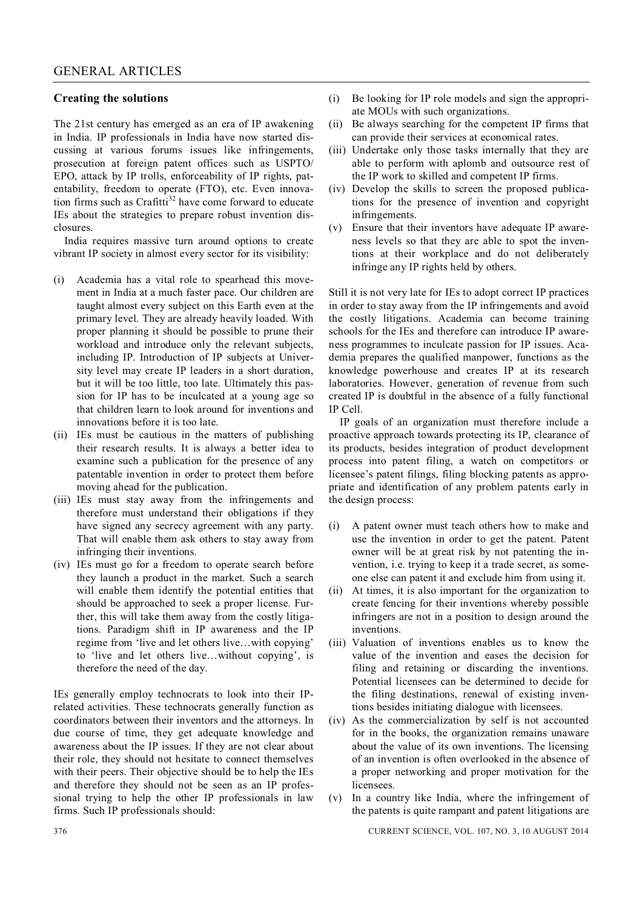## Creating the solutions

The 21st century has emerged as an era of IP awakening in India. IP professionals in India have now started discussing at various forums issues like infringements, prosecution at foreign patent offices such as USPTO/EPO, attack by IP trolls, enforceability of IP rights, patentability, freedom to operate (FTO), etc. Even innovation firms such as Crafitti[32] have come forward to educate IEs about the strategies to prepare robust invention disclosures.

India requires massive turn around options to create vibrant IP society in almost every sector for its visibility:

(i) Academia has a vital role to spearhead this movement in India at a much faster pace. Our children are taught almost every subject on this Earth even at the primary level. They are already heavily loaded. With proper planning it should be possible to prune their workload and introduce only the relevant subjects, including IP. Introduction of IP subjects at University level may create IP leaders in a short duration, but it will be too little, too late. Ultimately this passion for IP has to be inculcated at a young age so that children learn to look around for inventions and innovations before it is too late.

(ii) IEs must be cautious in the matters of publishing their research results. It is always a better idea to examine such a publication for the presence of any patentable invention in order to protect them before moving ahead for the publication.

(iii) IEs must stay away from the infringements and therefore must understand their obligations if they have signed any secrecy agreement with any party. That will enable them ask others to stay away from infringing their inventions.

(iv) IEs must go for a freedom to operate search before they launch a product in the market. Such a search will enable them identify the potential entities that should be approached to seek a proper license. Further, this will take them away from the costly litigations. Paradigm shift in IP awareness and the IP regime from 'live and let others live…with copying' to 'live and let others live…without copying', is therefore the need of the day.

IEs generally employ technocrats to look into their IP-related activities. These technocrats generally function as coordinators between their inventors and the attorneys. In due course of time, they get adequate knowledge and awareness about the IP issues. If they are not clear about their role, they should not hesitate to connect themselves with their peers. Their objective should be to help the IEs and therefore they should not be seen as an IP professional trying to help the other IP professionals in law firms. Such IP professionals should:

(i) Be looking for IP role models and sign the appropriate MOUs with such organizations.

(ii) Be always searching for the competent IP firms that can provide their services at economical rates.

(iii) Undertake only those tasks internally that they are able to perform with aplomb and outsource rest of the IP work to skilled and competent IP firms.

(iv) Develop the skills to screen the proposed publications for the presence of invention and copyright infringements.

(v) Ensure that their inventors have adequate IP awareness levels so that they are able to spot the inventions at their workplace and do not deliberately infringe any IP rights held by others.

Still it is not very late for IEs to adopt correct IP practices in order to stay away from the IP infringements and avoid the costly litigations. Academia can become training schools for the IEs and therefore can introduce IP awareness programmes to inculcate passion for IP issues. Academia prepares the qualified manpower, functions as the knowledge powerhouse and creates IP at its research laboratories. However, generation of revenue from such created IP is doubtful in the absence of a fully functional IP Cell.

IP goals of an organization must therefore include a proactive approach towards protecting its IP, clearance of its products, besides integration of product development process into patent filing, a watch on competitors or licensee's patent filings, filing blocking patents as appropriate and identification of any problem patents early in the design process:

(i) A patent owner must teach others how to make and use the invention in order to get the patent. Patent owner will be at great risk by not patenting the invention, i.e. trying to keep it a trade secret, as someone else can patent it and exclude him from using it.

(ii) At times, it is also important for the organization to create fencing for their inventions whereby possible infringers are not in a position to design around the inventions.

(iii) Valuation of inventions enables us to know the value of the invention and eases the decision for filing and retaining or discarding the inventions. Potential licensees can be determined to decide for the filing destinations, renewal of existing inventions besides initiating dialogue with licensees.

(iv) As the commercialization by self is not accounted for in the books, the organization remains unaware about the value of its own inventions. The licensing of an invention is often overlooked in the absence of a proper networking and proper motivation for the licensees.

(v) In a country like India, where the infringement of the patents is quite rampant and patent litigations are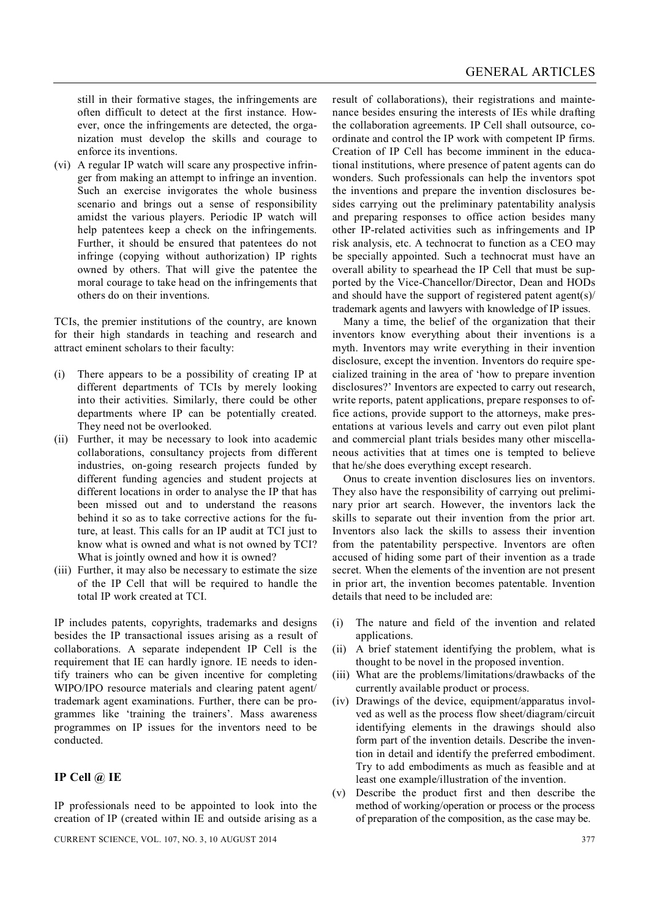still in their formative stages, the infringements are often difficult to detect at the first instance. However, once the infringements are detected, the organization must develop the skills and courage to enforce its inventions.

(vi) A regular IP watch will scare any prospective infringer from making an attempt to infringe an invention. Such an exercise invigorates the whole business scenario and brings out a sense of responsibility amidst the various players. Periodic IP watch will help patentees keep a check on the infringements. Further, it should be ensured that patentees do not infringe (copying without authorization) IP rights owned by others. That will give the patentee the moral courage to take head on the infringements that others do on their inventions.

TCIs, the premier institutions of the country, are known for their high standards in teaching and research and attract eminent scholars to their faculty:

(i) There appears to be a possibility of creating IP at different departments of TCIs by merely looking into their activities. Similarly, there could be other departments where IP can be potentially created. They need not be overlooked.
(ii) Further, it may be necessary to look into academic collaborations, consultancy projects from different industries, on-going research projects funded by different funding agencies and student projects at different locations in order to analyse the IP that has been missed out and to understand the reasons behind it so as to take corrective actions for the future, at least. This calls for an IP audit at TCI just to know what is owned and what is not owned by TCI? What is jointly owned and how it is owned?
(iii) Further, it may also be necessary to estimate the size of the IP Cell that will be required to handle the total IP work created at TCI.

IP includes patents, copyrights, trademarks and designs besides the IP transactional issues arising as a result of collaborations. A separate independent IP Cell is the requirement that IE can hardly ignore. IE needs to identify trainers who can be given incentive for completing WIPO/IPO resource materials and clearing patent agent/trademark agent examinations. Further, there can be programmes like 'training the trainers'. Mass awareness programmes on IP issues for the inventors need to be conducted.

## IP Cell @ IE

IP professionals need to be appointed to look into the creation of IP (created within IE and outside arising as a result of collaborations), their registrations and maintenance besides ensuring the interests of IEs while drafting the collaboration agreements. IP Cell shall outsource, coordinate and control the IP work with competent IP firms. Creation of IP Cell has become imminent in the educational institutions, where presence of patent agents can do wonders. Such professionals can help the inventors spot the inventions and prepare the invention disclosures besides carrying out the preliminary patentability analysis and preparing responses to office action besides many other IP-related activities such as infringements and IP risk analysis, etc. A technocrat to function as a CEO may be specially appointed. Such a technocrat must have an overall ability to spearhead the IP Cell that must be supported by the Vice-Chancellor/Director, Dean and HODs and should have the support of registered patent agent(s)/trademark agents and lawyers with knowledge of IP issues.

Many a time, the belief of the organization that their inventors know everything about their inventions is a myth. Inventors may write everything in their invention disclosure, except the invention. Inventors do require specialized training in the area of 'how to prepare invention disclosures?' Inventors are expected to carry out research, write reports, patent applications, prepare responses to office actions, provide support to the attorneys, make presentations at various levels and carry out even pilot plant and commercial plant trials besides many other miscellaneous activities that at times one is tempted to believe that he/she does everything except research.

Onus to create invention disclosures lies on inventors. They also have the responsibility of carrying out preliminary prior art search. However, the inventors lack the skills to separate out their invention from the prior art. Inventors also lack the skills to assess their invention from the patentability perspective. Inventors are often accused of hiding some part of their invention as a trade secret. When the elements of the invention are not present in prior art, the invention becomes patentable. Invention details that need to be included are:

(i) The nature and field of the invention and related applications.
(ii) A brief statement identifying the problem, what is thought to be novel in the proposed invention.
(iii) What are the problems/limitations/drawbacks of the currently available product or process.
(iv) Drawings of the device, equipment/apparatus involved as well as the process flow sheet/diagram/circuit identifying elements in the drawings should also form part of the invention details. Describe the invention in detail and identify the preferred embodiment. Try to add embodiments as much as feasible and at least one example/illustration of the invention.
(v) Describe the product first and then describe the method of working/operation or process or the process of preparation of the composition, as the case may be.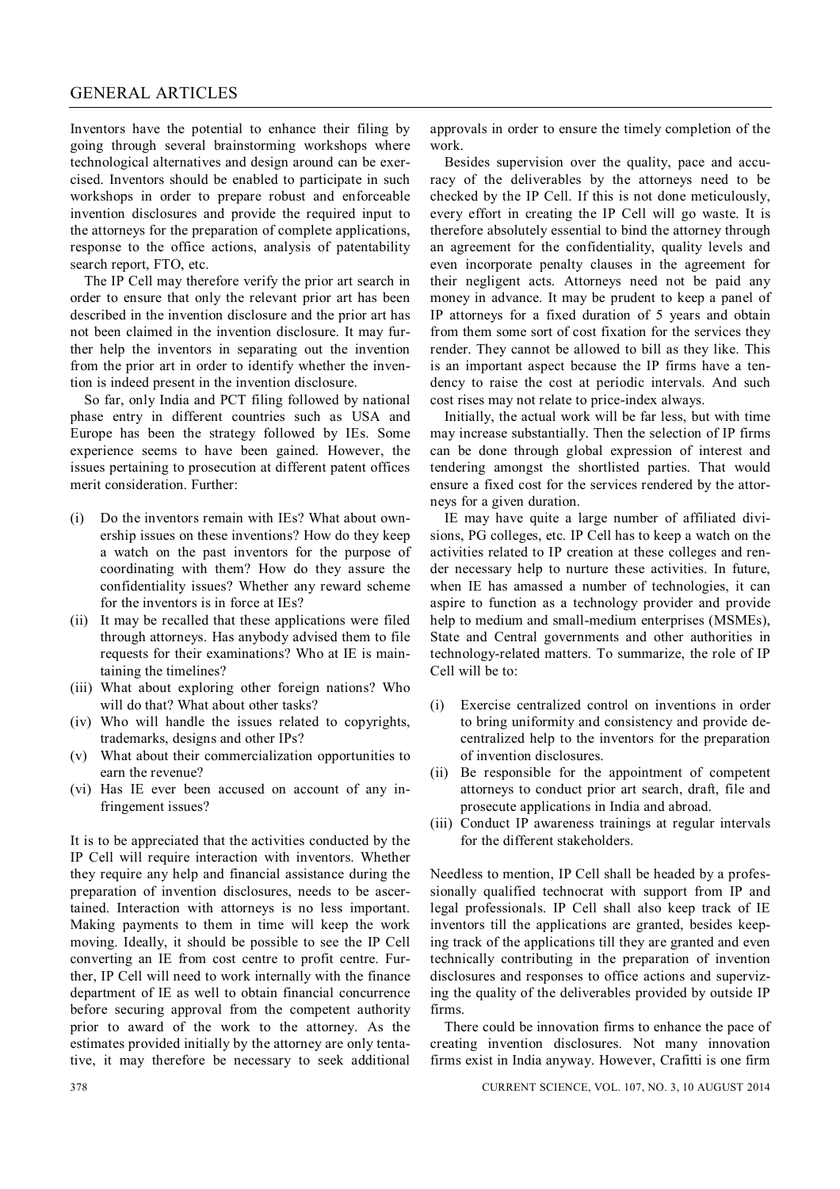Inventors have the potential to enhance their filing by going through several brainstorming workshops where technological alternatives and design around can be exercised. Inventors should be enabled to participate in such workshops in order to prepare robust and enforceable invention disclosures and provide the required input to the attorneys for the preparation of complete applications, response to the office actions, analysis of patentability search report, FTO, etc.

The IP Cell may therefore verify the prior art search in order to ensure that only the relevant prior art has been described in the invention disclosure and the prior art has not been claimed in the invention disclosure. It may further help the inventors in separating out the invention from the prior art in order to identify whether the invention is indeed present in the invention disclosure.

So far, only India and PCT filing followed by national phase entry in different countries such as USA and Europe has been the strategy followed by IEs. Some experience seems to have been gained. However, the issues pertaining to prosecution at different patent offices merit consideration. Further:

(i) Do the inventors remain with IEs? What about ownership issues on these inventions? How do they keep a watch on the past inventors for the purpose of coordinating with them? How do they assure the confidentiality issues? Whether any reward scheme for the inventors is in force at IEs?
(ii) It may be recalled that these applications were filed through attorneys. Has anybody advised them to file requests for their examinations? Who at IE is maintaining the timelines?
(iii) What about exploring other foreign nations? Who will do that? What about other tasks?
(iv) Who will handle the issues related to copyrights, trademarks, designs and other IPs?
(v) What about their commercialization opportunities to earn the revenue?
(vi) Has IE ever been accused on account of any infringement issues?

It is to be appreciated that the activities conducted by the IP Cell will require interaction with inventors. Whether they require any help and financial assistance during the preparation of invention disclosures, needs to be ascertained. Interaction with attorneys is no less important. Making payments to them in time will keep the work moving. Ideally, it should be possible to see the IP Cell converting an IE from cost centre to profit centre. Further, IP Cell will need to work internally with the finance department of IE as well to obtain financial concurrence before securing approval from the competent authority prior to award of the work to the attorney. As the estimates provided initially by the attorney are only tentative, it may therefore be necessary to seek additional approvals in order to ensure the timely completion of the work.

Besides supervision over the quality, pace and accuracy of the deliverables by the attorneys need to be checked by the IP Cell. If this is not done meticulously, every effort in creating the IP Cell will go waste. It is therefore absolutely essential to bind the attorney through an agreement for the confidentiality, quality levels and even incorporate penalty clauses in the agreement for their negligent acts. Attorneys need not be paid any money in advance. It may be prudent to keep a panel of IP attorneys for a fixed duration of 5 years and obtain from them some sort of cost fixation for the services they render. They cannot be allowed to bill as they like. This is an important aspect because the IP firms have a tendency to raise the cost at periodic intervals. And such cost rises may not relate to price-index always.

Initially, the actual work will be far less, but with time may increase substantially. Then the selection of IP firms can be done through global expression of interest and tendering amongst the shortlisted parties. That would ensure a fixed cost for the services rendered by the attorneys for a given duration.

IE may have quite a large number of affiliated divisions, PG colleges, etc. IP Cell has to keep a watch on the activities related to IP creation at these colleges and render necessary help to nurture these activities. In future, when IE has amassed a number of technologies, it can aspire to function as a technology provider and provide help to medium and small-medium enterprises (MSMEs), State and Central governments and other authorities in technology-related matters. To summarize, the role of IP Cell will be to:

(i) Exercise centralized control on inventions in order to bring uniformity and consistency and provide decentralized help to the inventors for the preparation of invention disclosures.
(ii) Be responsible for the appointment of competent attorneys to conduct prior art search, draft, file and prosecute applications in India and abroad.
(iii) Conduct IP awareness trainings at regular intervals for the different stakeholders.

Needless to mention, IP Cell shall be headed by a professionally qualified technocrat with support from IP and legal professionals. IP Cell shall also keep track of IE inventors till the applications are granted, besides keeping track of the applications till they are granted and even technically contributing in the preparation of invention disclosures and responses to office actions and supervizing the quality of the deliverables provided by outside IP firms.

There could be innovation firms to enhance the pace of creating invention disclosures. Not many innovation firms exist in India anyway. However, Crafitti is one firm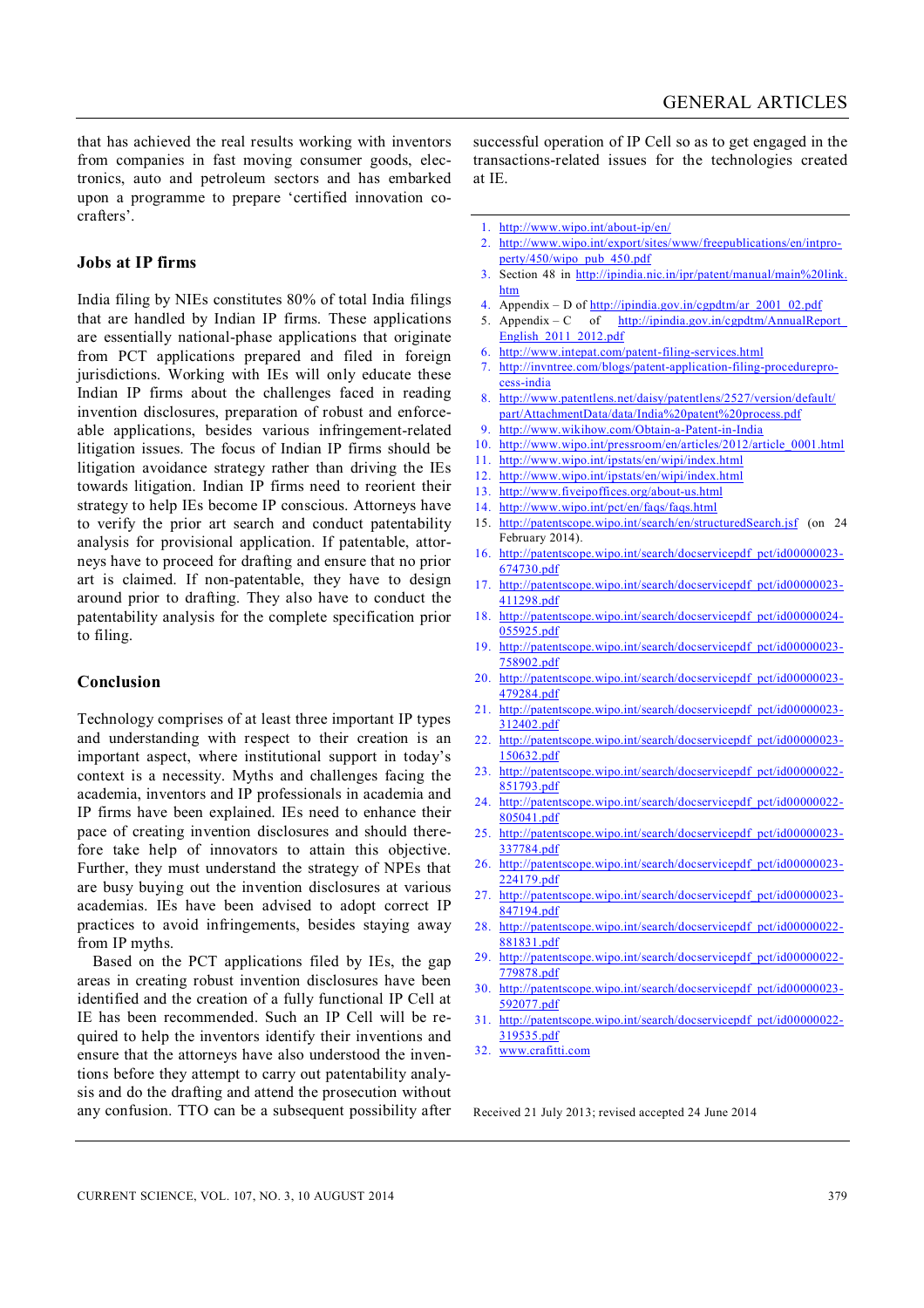that has achieved the real results working with inventors from companies in fast moving consumer goods, electronics, auto and petroleum sectors and has embarked upon a programme to prepare 'certified innovation co-crafters'.

## Jobs at IP firms

India filing by NIEs constitutes 80% of total India filings that are handled by Indian IP firms. These applications are essentially national-phase applications that originate from PCT applications prepared and filed in foreign jurisdictions. Working with IEs will only educate these Indian IP firms about the challenges faced in reading invention disclosures, preparation of robust and enforceable applications, besides various infringement-related litigation issues. The focus of Indian IP firms should be litigation avoidance strategy rather than driving the IEs towards litigation. Indian IP firms need to reorient their strategy to help IEs become IP conscious. Attorneys have to verify the prior art search and conduct patentability analysis for provisional application. If patentable, attorneys have to proceed for drafting and ensure that no prior art is claimed. If non-patentable, they have to design around prior to drafting. They also have to conduct the patentability analysis for the complete specification prior to filing.

## Conclusion

Technology comprises of at least three important IP types and understanding with respect to their creation is an important aspect, where institutional support in today's context is a necessity. Myths and challenges facing the academia, inventors and IP professionals in academia and IP firms have been explained. IEs need to enhance their pace of creating invention disclosures and should therefore take help of innovators to attain this objective. Further, they must understand the strategy of NPEs that are busy buying out the invention disclosures at various academias. IEs have been advised to adopt correct IP practices to avoid infringements, besides staying away from IP myths.

Based on the PCT applications filed by IEs, the gap areas in creating robust invention disclosures have been identified and the creation of a fully functional IP Cell at IE has been recommended. Such an IP Cell will be required to help the inventors identify their inventions and ensure that the attorneys have also understood the inventions before they attempt to carry out patentability analysis and do the drafting and attend the prosecution without any confusion. TTO can be a subsequent possibility after successful operation of IP Cell so as to get engaged in the transactions-related issues for the technologies created at IE.

1. http://www.wipo.int/about-ip/en/
2. http://www.wipo.int/export/sites/www/freepublications/en/intproperty/450/wipo_pub_450.pdf
3. Section 48 in http://ipindia.nic.in/ipr/patent/manual/main%20link.htm
4. Appendix – D of http://ipindia.gov.in/cgpdtm/ar_2001_02.pdf
5. Appendix – C of http://ipindia.gov.in/cgpdtm/AnnualReport_English_2011_2012.pdf
6. http://www.intepat.com/patent-filing-services.html
7. http://invntree.com/blogs/patent-application-filing-procedureprocess-india
8. http://www.patentlens.net/daisy/patentlens/2527/version/default/part/AttachmentData/data/India%20patent%20process.pdf
9. http://www.wikihow.com/Obtain-a-Patent-in-India
10. http://www.wipo.int/pressroom/en/articles/2012/article_0001.html
11. http://www.wipo.int/ipstats/en/wipi/index.html
12. http://www.wipo.int/ipstats/en/wipi/index.html
13. http://www.fiveipoffices.org/about-us.html
14. http://www.wipo.int/pct/en/faqs/faqs.html
15. http://patentscope.wipo.int/search/en/structuredSearch.jsf (on 24 February 2014).
16. http://patentscope.wipo.int/search/docservicepdf_pct/id00000023-674730.pdf
17. http://patentscope.wipo.int/search/docservicepdf_pct/id00000023-411298.pdf
18. http://patentscope.wipo.int/search/docservicepdf_pct/id00000024-055925.pdf
19. http://patentscope.wipo.int/search/docservicepdf_pct/id00000023-758902.pdf
20. http://patentscope.wipo.int/search/docservicepdf_pct/id00000023-479284.pdf
21. http://patentscope.wipo.int/search/docservicepdf_pct/id00000023-312402.pdf
22. http://patentscope.wipo.int/search/docservicepdf_pct/id00000023-150632.pdf
23. http://patentscope.wipo.int/search/docservicepdf_pct/id00000022-851793.pdf
24. http://patentscope.wipo.int/search/docservicepdf_pct/id00000022-805041.pdf
25. http://patentscope.wipo.int/search/docservicepdf_pct/id00000023-337784.pdf
26. http://patentscope.wipo.int/search/docservicepdf_pct/id00000023-224179.pdf
27. http://patentscope.wipo.int/search/docservicepdf_pct/id00000023-847194.pdf
28. http://patentscope.wipo.int/search/docservicepdf_pct/id00000022-881831.pdf
29. http://patentscope.wipo.int/search/docservicepdf_pct/id00000022-779878.pdf
30. http://patentscope.wipo.int/search/docservicepdf_pct/id00000023-592077.pdf
31. http://patentscope.wipo.int/search/docservicepdf_pct/id00000022-319535.pdf
32. www.crafitti.com

Received 21 July 2013; revised accepted 24 June 2014